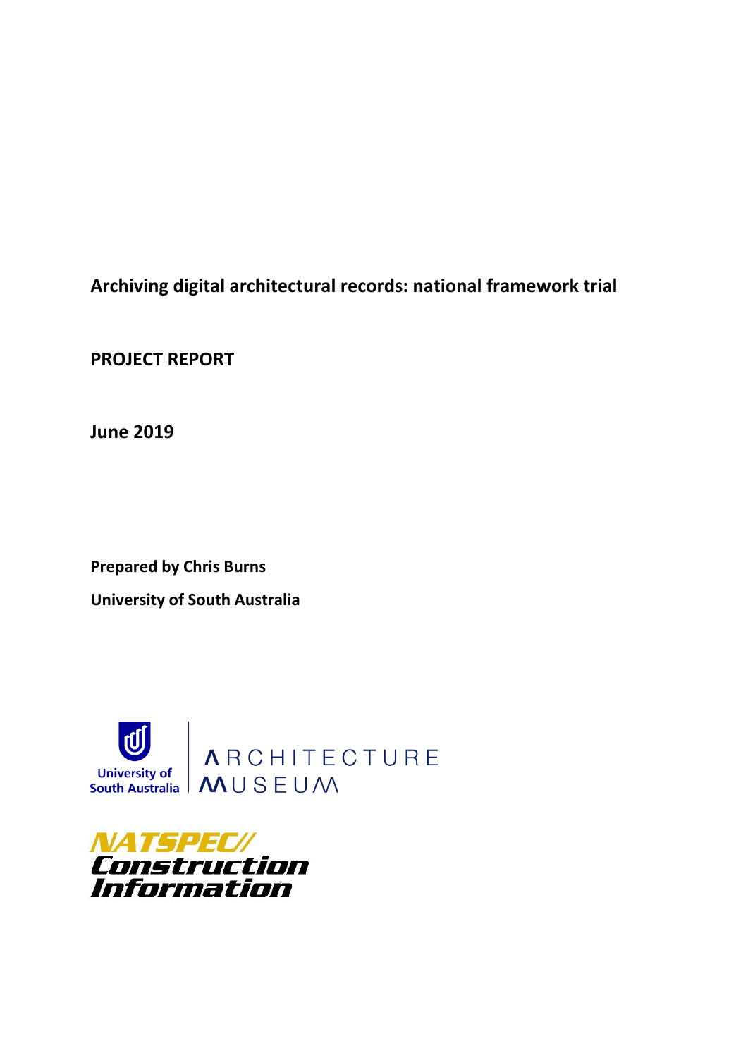# Archiving digital architectural records: national framework trial

**PROJECT REPORT**

**June 2019**

**Prepared by Chris Burns**

**University of South Australia**

University of South Australia | ARCHITECTURE MUSEUM

NATSPEC// Construction Information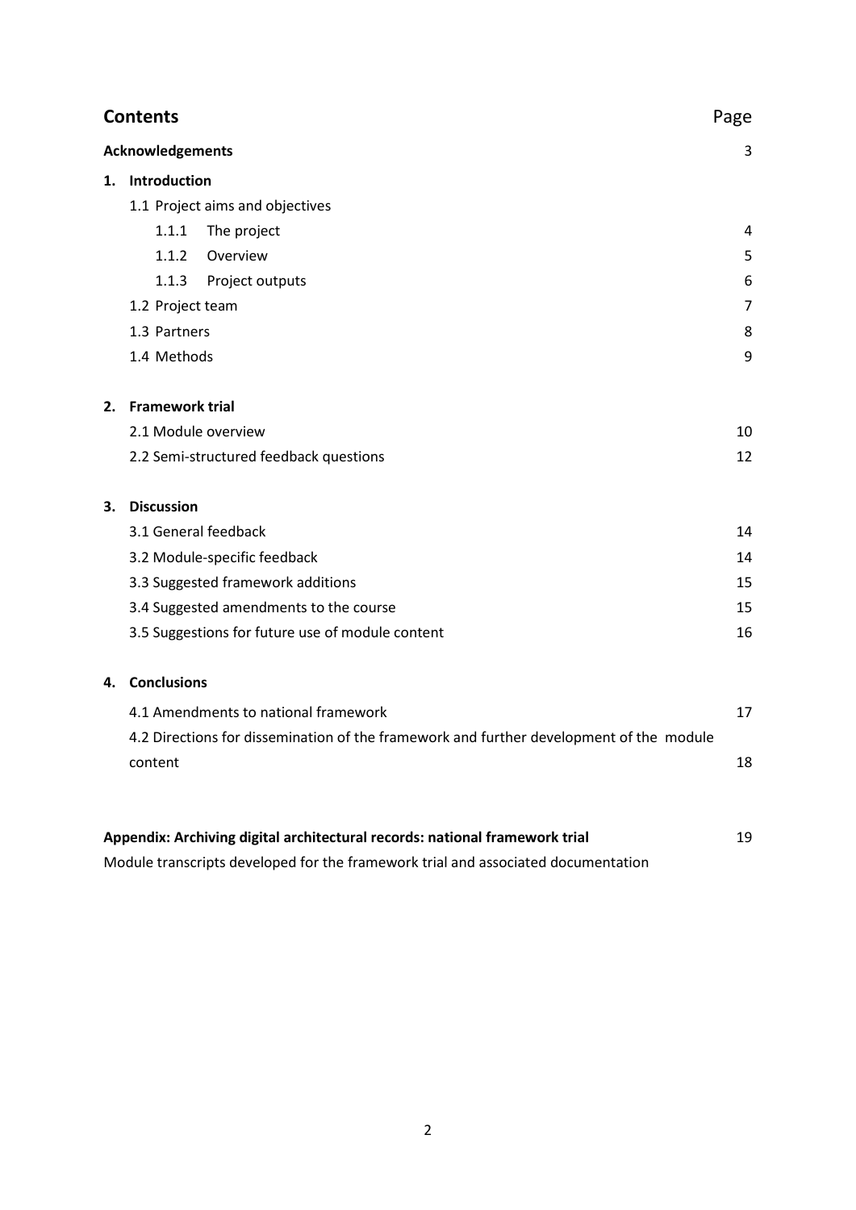# Contents

| | Page |
|---|---|
| **Acknowledgements** | 3 |
| **1. Introduction** | |
| 1.1 Project aims and objectives | |
| 1.1.1 The project | 4 |
| 1.1.2 Overview | 5 |
| 1.1.3 Project outputs | 6 |
| 1.2 Project team | 7 |
| 1.3 Partners | 8 |
| 1.4 Methods | 9 |
| **2. Framework trial** | |
| 2.1 Module overview | 10 |
| 2.2 Semi-structured feedback questions | 12 |
| **3. Discussion** | |
| 3.1 General feedback | 14 |
| 3.2 Module-specific feedback | 14 |
| 3.3 Suggested framework additions | 15 |
| 3.4 Suggested amendments to the course | 15 |
| 3.5 Suggestions for future use of module content | 16 |
| **4. Conclusions** | |
| 4.1 Amendments to national framework | 17 |
| 4.2 Directions for dissemination of the framework and further development of the module content | 18 |
| **Appendix: Archiving digital architectural records: national framework trial** | 19 |
| Module transcripts developed for the framework trial and associated documentation | |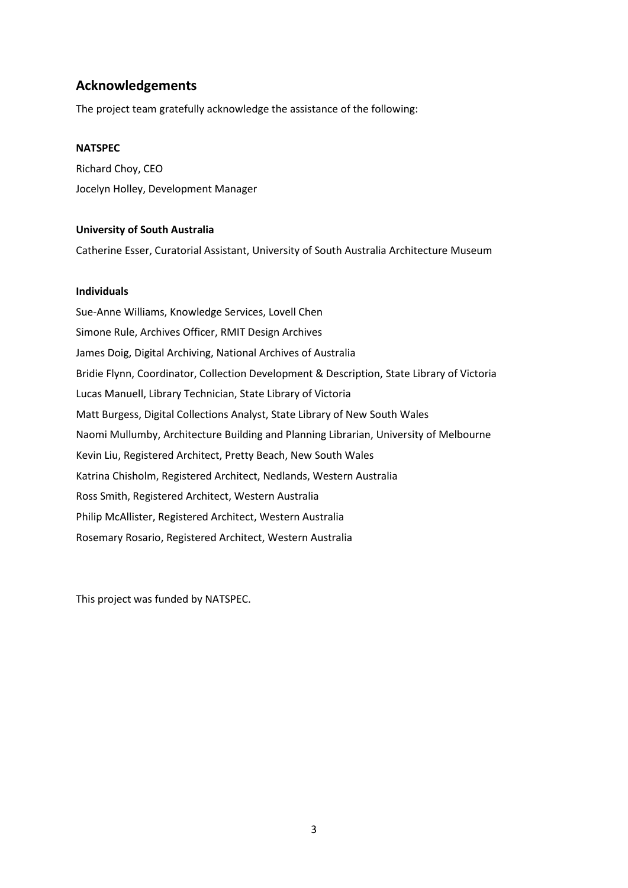## Acknowledgements

The project team gratefully acknowledge the assistance of the following:

**NATSPEC**

Richard Choy, CEO

Jocelyn Holley, Development Manager

**University of South Australia**

Catherine Esser, Curatorial Assistant, University of South Australia Architecture Museum

**Individuals**

Sue-Anne Williams, Knowledge Services, Lovell Chen

Simone Rule, Archives Officer, RMIT Design Archives

James Doig, Digital Archiving, National Archives of Australia

Bridie Flynn, Coordinator, Collection Development & Description, State Library of Victoria

Lucas Manuell, Library Technician, State Library of Victoria

Matt Burgess, Digital Collections Analyst, State Library of New South Wales

Naomi Mullumby, Architecture Building and Planning Librarian, University of Melbourne

Kevin Liu, Registered Architect, Pretty Beach, New South Wales

Katrina Chisholm, Registered Architect, Nedlands, Western Australia

Ross Smith, Registered Architect, Western Australia

Philip McAllister, Registered Architect, Western Australia

Rosemary Rosario, Registered Architect, Western Australia

This project was funded by NATSPEC.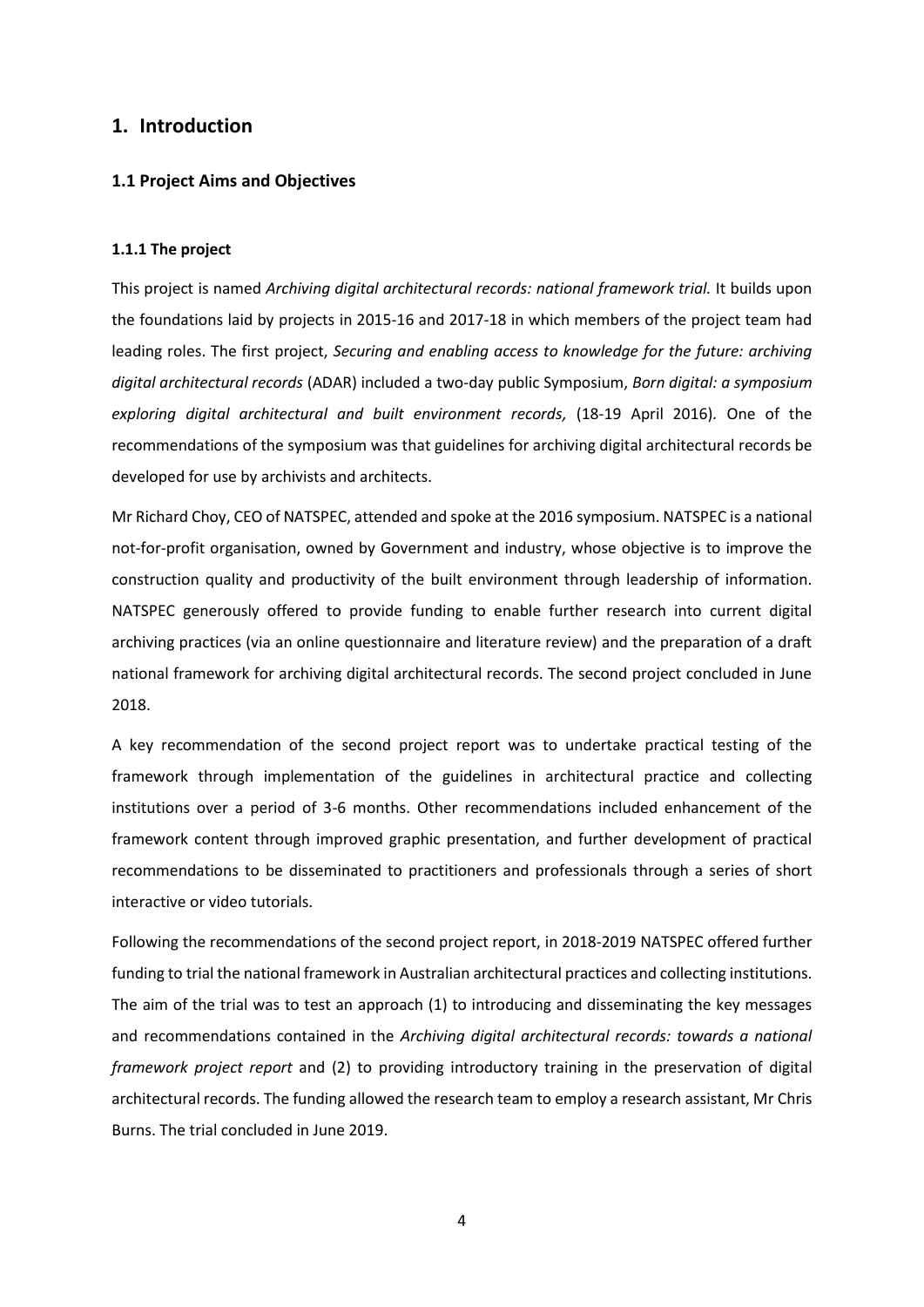# 1. Introduction

## 1.1 Project Aims and Objectives

### 1.1.1 The project

This project is named *Archiving digital architectural records: national framework trial.* It builds upon the foundations laid by projects in 2015-16 and 2017-18 in which members of the project team had leading roles. The first project, *Securing and enabling access to knowledge for the future: archiving digital architectural records* (ADAR) included a two-day public Symposium, *Born digital: a symposium exploring digital architectural and built environment records,* (18-19 April 2016). One of the recommendations of the symposium was that guidelines for archiving digital architectural records be developed for use by archivists and architects.

Mr Richard Choy, CEO of NATSPEC, attended and spoke at the 2016 symposium. NATSPEC is a national not-for-profit organisation, owned by Government and industry, whose objective is to improve the construction quality and productivity of the built environment through leadership of information. NATSPEC generously offered to provide funding to enable further research into current digital archiving practices (via an online questionnaire and literature review) and the preparation of a draft national framework for archiving digital architectural records. The second project concluded in June 2018.

A key recommendation of the second project report was to undertake practical testing of the framework through implementation of the guidelines in architectural practice and collecting institutions over a period of 3-6 months. Other recommendations included enhancement of the framework content through improved graphic presentation, and further development of practical recommendations to be disseminated to practitioners and professionals through a series of short interactive or video tutorials.

Following the recommendations of the second project report, in 2018-2019 NATSPEC offered further funding to trial the national framework in Australian architectural practices and collecting institutions. The aim of the trial was to test an approach (1) to introducing and disseminating the key messages and recommendations contained in the *Archiving digital architectural records: towards a national framework project report* and (2) to providing introductory training in the preservation of digital architectural records. The funding allowed the research team to employ a research assistant, Mr Chris Burns. The trial concluded in June 2019.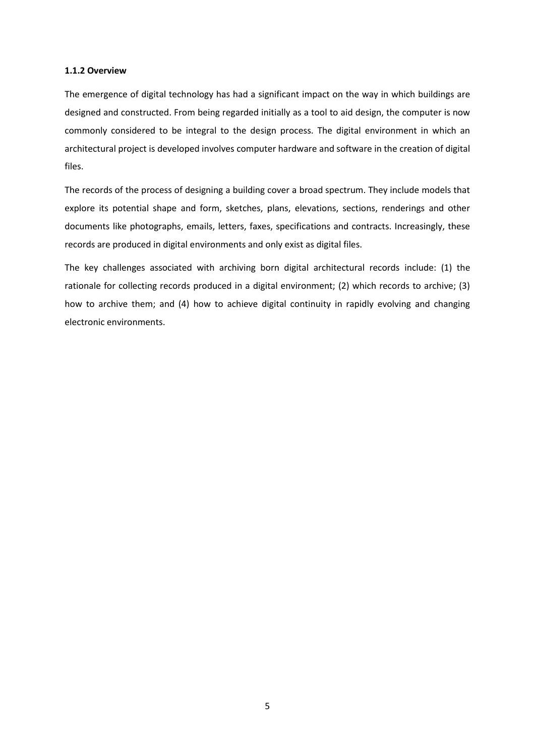### 1.1.2 Overview

The emergence of digital technology has had a significant impact on the way in which buildings are designed and constructed. From being regarded initially as a tool to aid design, the computer is now commonly considered to be integral to the design process. The digital environment in which an architectural project is developed involves computer hardware and software in the creation of digital files.

The records of the process of designing a building cover a broad spectrum. They include models that explore its potential shape and form, sketches, plans, elevations, sections, renderings and other documents like photographs, emails, letters, faxes, specifications and contracts. Increasingly, these records are produced in digital environments and only exist as digital files.

The key challenges associated with archiving born digital architectural records include: (1) the rationale for collecting records produced in a digital environment; (2) which records to archive; (3) how to archive them; and (4) how to achieve digital continuity in rapidly evolving and changing electronic environments.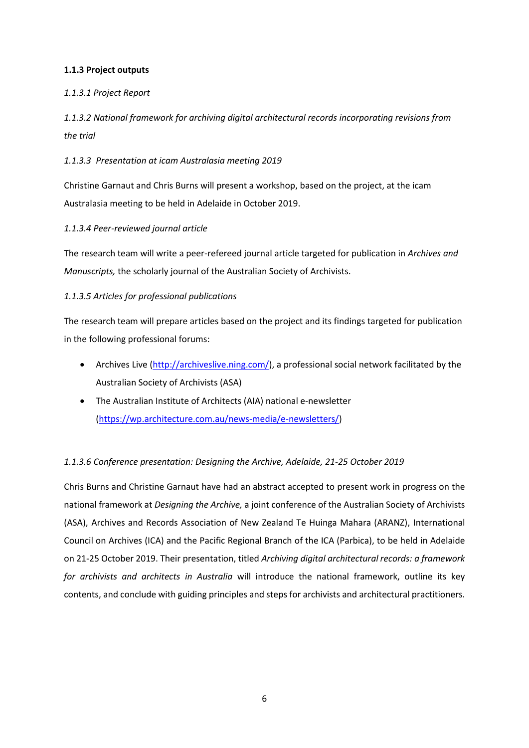### 1.1.3 Project outputs

*1.1.3.1 Project Report*

*1.1.3.2 National framework for archiving digital architectural records incorporating revisions from the trial*

*1.1.3.3 Presentation at icam Australasia meeting 2019*

Christine Garnaut and Chris Burns will present a workshop, based on the project, at the icam Australasia meeting to be held in Adelaide in October 2019.

*1.1.3.4 Peer-reviewed journal article*

The research team will write a peer-refereed journal article targeted for publication in *Archives and Manuscripts,* the scholarly journal of the Australian Society of Archivists.

*1.1.3.5 Articles for professional publications*

The research team will prepare articles based on the project and its findings targeted for publication in the following professional forums:

- Archives Live (http://archiveslive.ning.com/), a professional social network facilitated by the Australian Society of Archivists (ASA)
- The Australian Institute of Architects (AIA) national e-newsletter (https://wp.architecture.com.au/news-media/e-newsletters/)

*1.1.3.6 Conference presentation: Designing the Archive, Adelaide, 21-25 October 2019*

Chris Burns and Christine Garnaut have had an abstract accepted to present work in progress on the national framework at *Designing the Archive,* a joint conference of the Australian Society of Archivists (ASA), Archives and Records Association of New Zealand Te Huinga Mahara (ARANZ), International Council on Archives (ICA) and the Pacific Regional Branch of the ICA (Parbica), to be held in Adelaide on 21-25 October 2019. Their presentation, titled *Archiving digital architectural records: a framework for archivists and architects in Australia* will introduce the national framework, outline its key contents, and conclude with guiding principles and steps for archivists and architectural practitioners.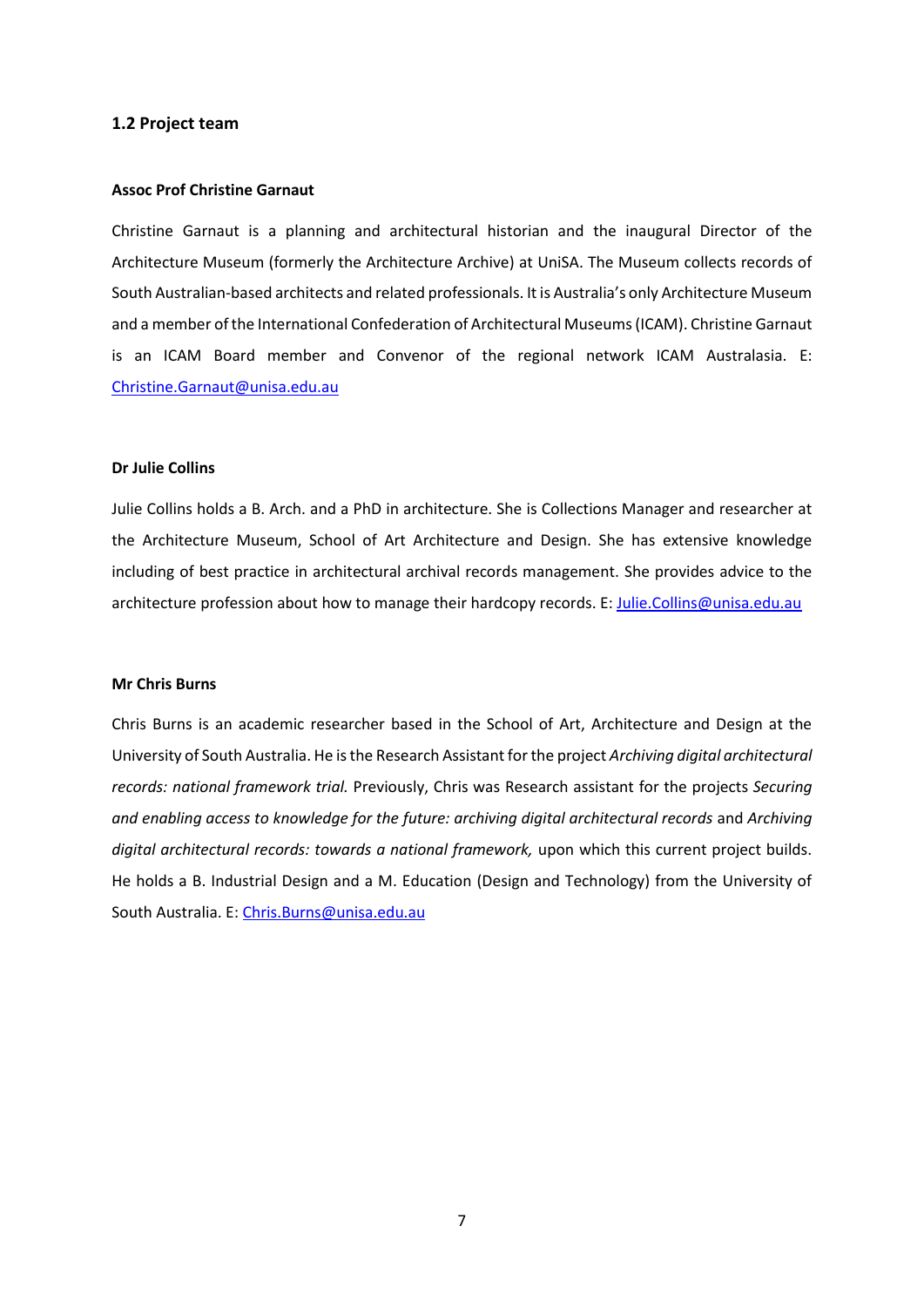## 1.2 Project team

### Assoc Prof Christine Garnaut

Christine Garnaut is a planning and architectural historian and the inaugural Director of the Architecture Museum (formerly the Architecture Archive) at UniSA. The Museum collects records of South Australian-based architects and related professionals. It is Australia's only Architecture Museum and a member of the International Confederation of Architectural Museums (ICAM). Christine Garnaut is an ICAM Board member and Convenor of the regional network ICAM Australasia. E: Christine.Garnaut@unisa.edu.au

### Dr Julie Collins

Julie Collins holds a B. Arch. and a PhD in architecture. She is Collections Manager and researcher at the Architecture Museum, School of Art Architecture and Design. She has extensive knowledge including of best practice in architectural archival records management. She provides advice to the architecture profession about how to manage their hardcopy records. E: Julie.Collins@unisa.edu.au

### Mr Chris Burns

Chris Burns is an academic researcher based in the School of Art, Architecture and Design at the University of South Australia. He is the Research Assistant for the project *Archiving digital architectural records: national framework trial.* Previously, Chris was Research assistant for the projects *Securing and enabling access to knowledge for the future: archiving digital architectural records* and *Archiving digital architectural records: towards a national framework,* upon which this current project builds. He holds a B. Industrial Design and a M. Education (Design and Technology) from the University of South Australia. E: Chris.Burns@unisa.edu.au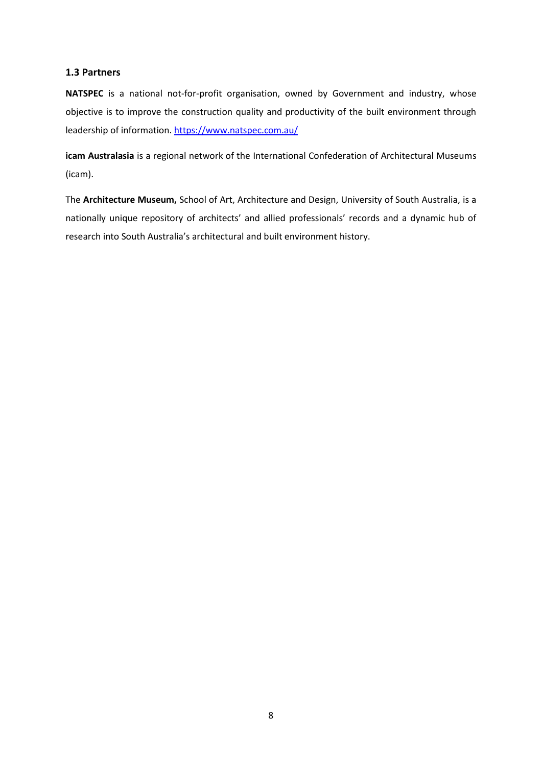### 1.3 Partners

**NATSPEC** is a national not-for-profit organisation, owned by Government and industry, whose objective is to improve the construction quality and productivity of the built environment through leadership of information. https://www.natspec.com.au/

**icam Australasia** is a regional network of the International Confederation of Architectural Museums (icam).

The **Architecture Museum,** School of Art, Architecture and Design, University of South Australia, is a nationally unique repository of architects' and allied professionals' records and a dynamic hub of research into South Australia's architectural and built environment history.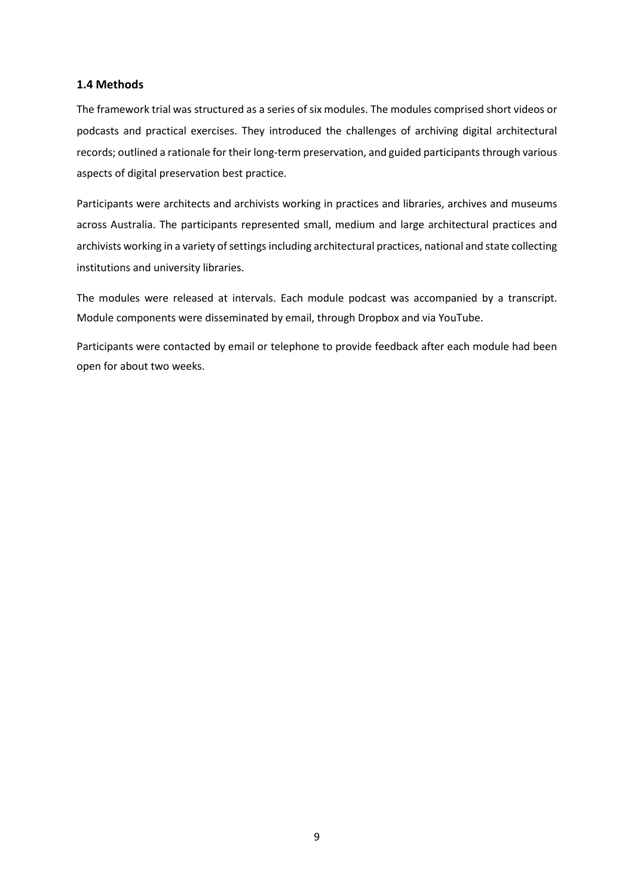### 1.4 Methods

The framework trial was structured as a series of six modules. The modules comprised short videos or podcasts and practical exercises. They introduced the challenges of archiving digital architectural records; outlined a rationale for their long-term preservation, and guided participants through various aspects of digital preservation best practice.

Participants were architects and archivists working in practices and libraries, archives and museums across Australia. The participants represented small, medium and large architectural practices and archivists working in a variety of settings including architectural practices, national and state collecting institutions and university libraries.

The modules were released at intervals. Each module podcast was accompanied by a transcript. Module components were disseminated by email, through Dropbox and via YouTube.

Participants were contacted by email or telephone to provide feedback after each module had been open for about two weeks.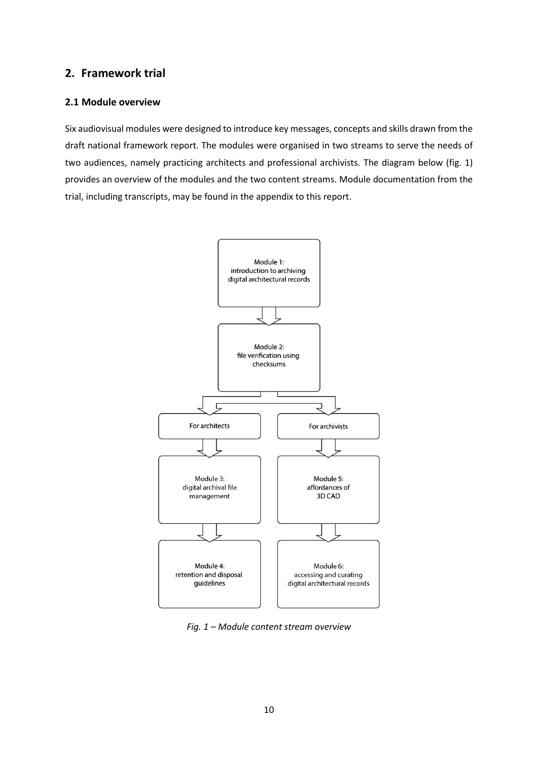## 2. Framework trial

### 2.1 Module overview

Six audiovisual modules were designed to introduce key messages, concepts and skills drawn from the draft national framework report. The modules were organised in two streams to serve the needs of two audiences, namely practicing architects and professional archivists. The diagram below (fig. 1) provides an overview of the modules and the two content streams. Module documentation from the trial, including transcripts, may be found in the appendix to this report.

Module 1: introduction to archiving digital architectural records

Module 2: file verification using checksums

| For architects | For archivists |
| --- | --- |
| Module 3: digital archival file management | Module 5: affordances of 3D CAD |
| Module 4: retention and disposal guidelines | Module 6: accessing and curating digital architectural records |

*Fig. 1 – Module content stream overview*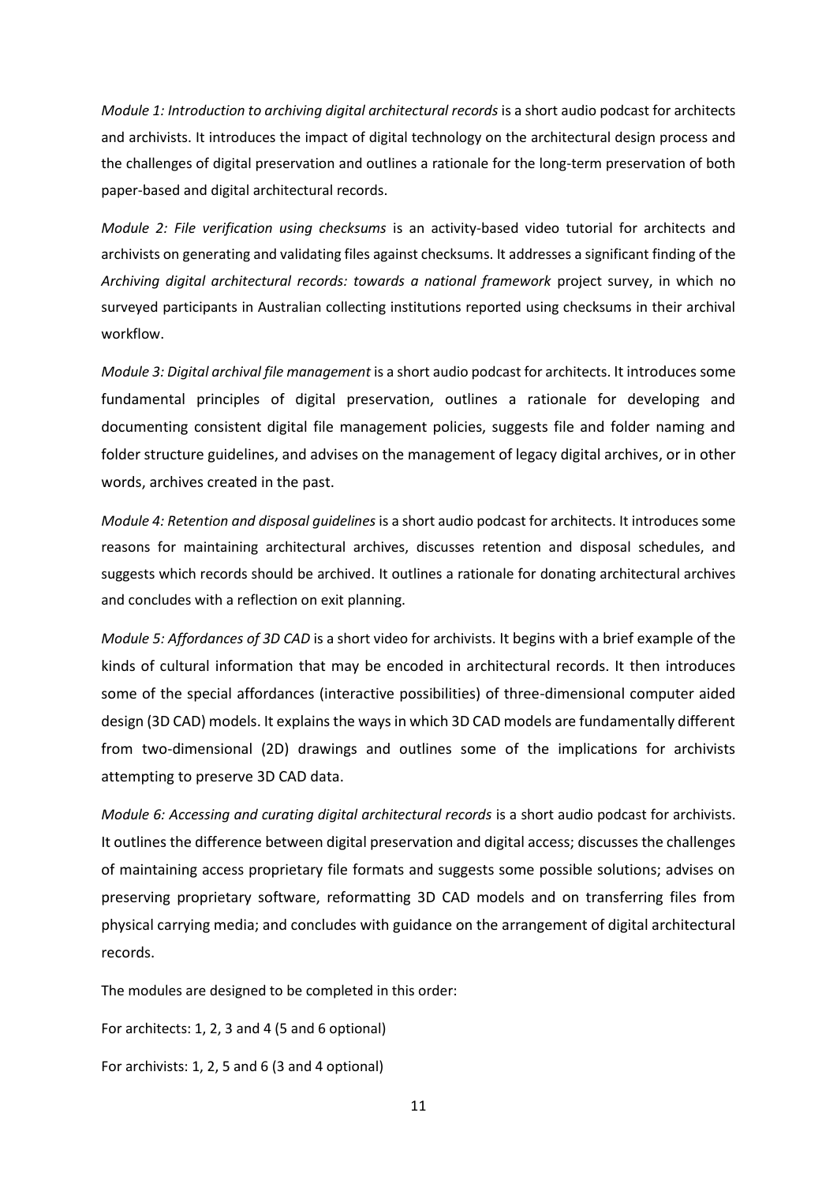*Module 1: Introduction to archiving digital architectural records* is a short audio podcast for architects and archivists. It introduces the impact of digital technology on the architectural design process and the challenges of digital preservation and outlines a rationale for the long-term preservation of both paper-based and digital architectural records.

*Module 2: File verification using checksums* is an activity-based video tutorial for architects and archivists on generating and validating files against checksums. It addresses a significant finding of the *Archiving digital architectural records: towards a national framework* project survey, in which no surveyed participants in Australian collecting institutions reported using checksums in their archival workflow.

*Module 3: Digital archival file management* is a short audio podcast for architects. It introduces some fundamental principles of digital preservation, outlines a rationale for developing and documenting consistent digital file management policies, suggests file and folder naming and folder structure guidelines, and advises on the management of legacy digital archives, or in other words, archives created in the past.

*Module 4: Retention and disposal guidelines* is a short audio podcast for architects. It introduces some reasons for maintaining architectural archives, discusses retention and disposal schedules, and suggests which records should be archived. It outlines a rationale for donating architectural archives and concludes with a reflection on exit planning.

*Module 5: Affordances of 3D CAD* is a short video for archivists. It begins with a brief example of the kinds of cultural information that may be encoded in architectural records. It then introduces some of the special affordances (interactive possibilities) of three-dimensional computer aided design (3D CAD) models. It explains the ways in which 3D CAD models are fundamentally different from two-dimensional (2D) drawings and outlines some of the implications for archivists attempting to preserve 3D CAD data.

*Module 6: Accessing and curating digital architectural records* is a short audio podcast for archivists. It outlines the difference between digital preservation and digital access; discusses the challenges of maintaining access proprietary file formats and suggests some possible solutions; advises on preserving proprietary software, reformatting 3D CAD models and on transferring files from physical carrying media; and concludes with guidance on the arrangement of digital architectural records.

The modules are designed to be completed in this order:

For architects: 1, 2, 3 and 4 (5 and 6 optional)

For archivists: 1, 2, 5 and 6 (3 and 4 optional)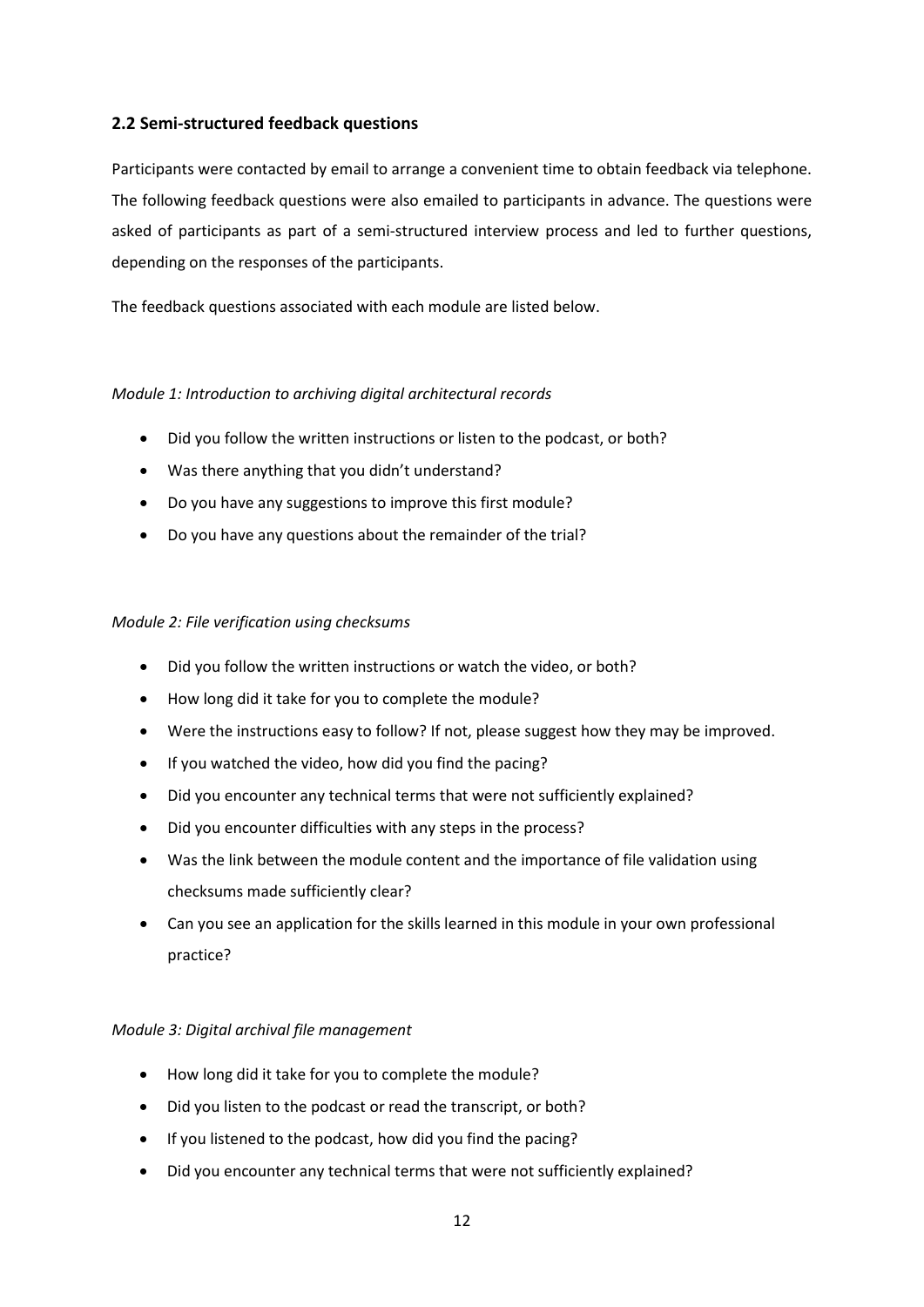## 2.2 Semi-structured feedback questions

Participants were contacted by email to arrange a convenient time to obtain feedback via telephone. The following feedback questions were also emailed to participants in advance. The questions were asked of participants as part of a semi-structured interview process and led to further questions, depending on the responses of the participants.

The feedback questions associated with each module are listed below.

*Module 1: Introduction to archiving digital architectural records*

- Did you follow the written instructions or listen to the podcast, or both?
- Was there anything that you didn't understand?
- Do you have any suggestions to improve this first module?
- Do you have any questions about the remainder of the trial?

*Module 2: File verification using checksums*

- Did you follow the written instructions or watch the video, or both?
- How long did it take for you to complete the module?
- Were the instructions easy to follow? If not, please suggest how they may be improved.
- If you watched the video, how did you find the pacing?
- Did you encounter any technical terms that were not sufficiently explained?
- Did you encounter difficulties with any steps in the process?
- Was the link between the module content and the importance of file validation using checksums made sufficiently clear?
- Can you see an application for the skills learned in this module in your own professional practice?

*Module 3: Digital archival file management*

- How long did it take for you to complete the module?
- Did you listen to the podcast or read the transcript, or both?
- If you listened to the podcast, how did you find the pacing?
- Did you encounter any technical terms that were not sufficiently explained?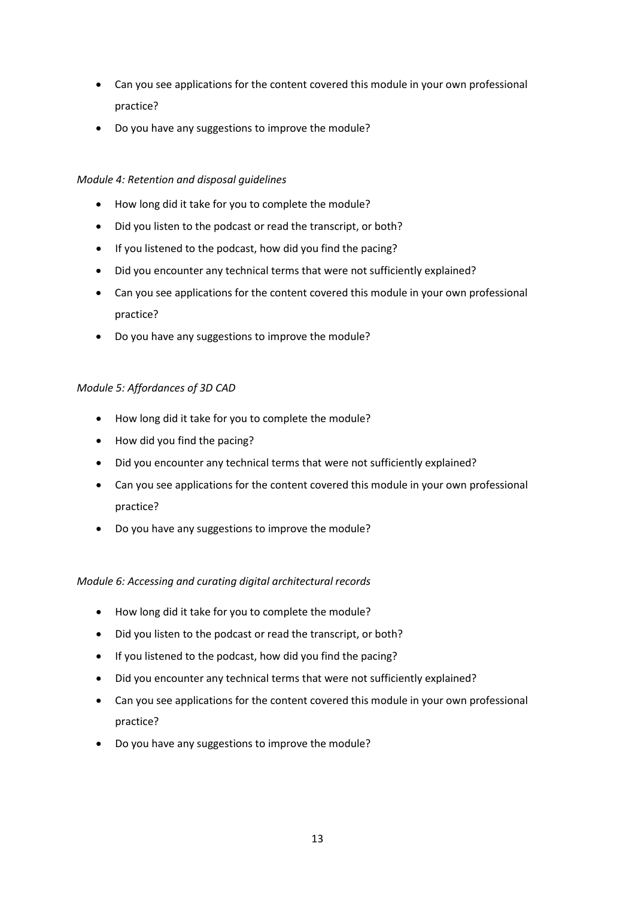- Can you see applications for the content covered this module in your own professional practice?
- Do you have any suggestions to improve the module?

*Module 4: Retention and disposal guidelines*

- How long did it take for you to complete the module?
- Did you listen to the podcast or read the transcript, or both?
- If you listened to the podcast, how did you find the pacing?
- Did you encounter any technical terms that were not sufficiently explained?
- Can you see applications for the content covered this module in your own professional practice?
- Do you have any suggestions to improve the module?

*Module 5: Affordances of 3D CAD*

- How long did it take for you to complete the module?
- How did you find the pacing?
- Did you encounter any technical terms that were not sufficiently explained?
- Can you see applications for the content covered this module in your own professional practice?
- Do you have any suggestions to improve the module?

*Module 6: Accessing and curating digital architectural records*

- How long did it take for you to complete the module?
- Did you listen to the podcast or read the transcript, or both?
- If you listened to the podcast, how did you find the pacing?
- Did you encounter any technical terms that were not sufficiently explained?
- Can you see applications for the content covered this module in your own professional practice?
- Do you have any suggestions to improve the module?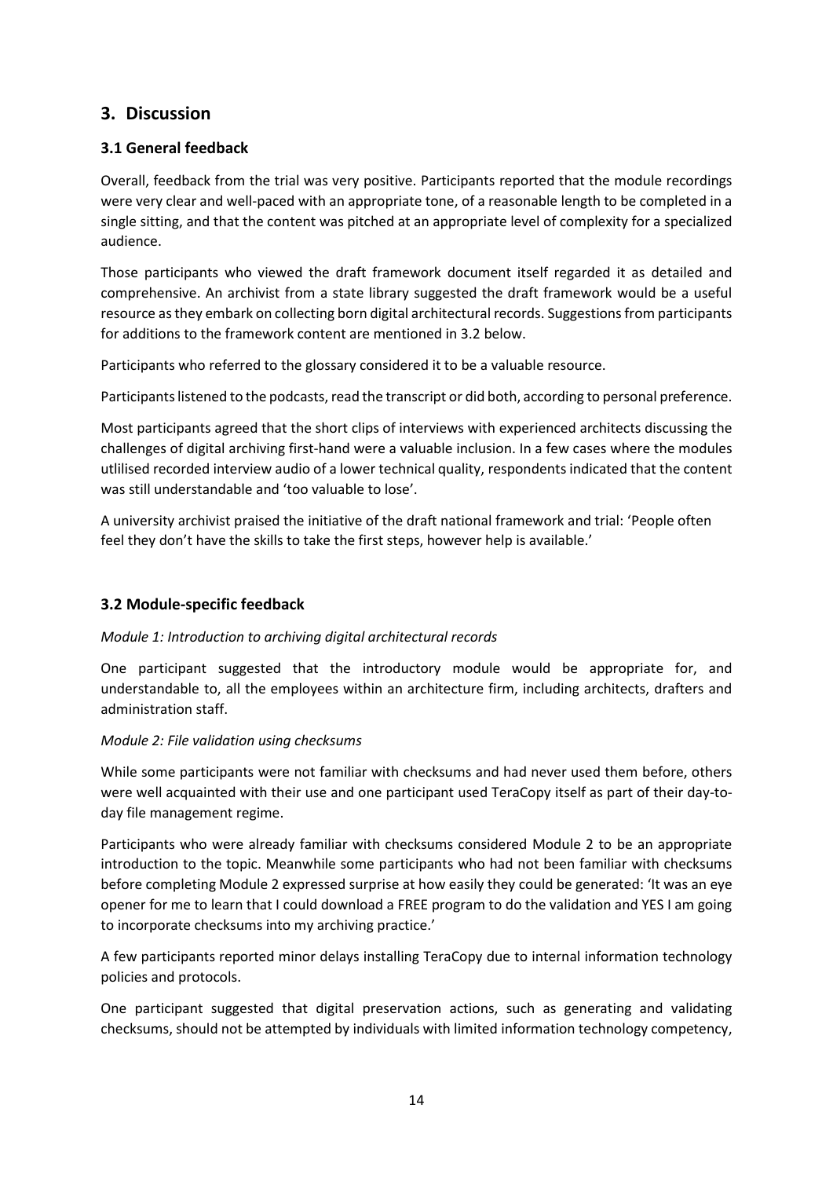## 3. Discussion

### 3.1 General feedback

Overall, feedback from the trial was very positive. Participants reported that the module recordings were very clear and well-paced with an appropriate tone, of a reasonable length to be completed in a single sitting, and that the content was pitched at an appropriate level of complexity for a specialized audience.

Those participants who viewed the draft framework document itself regarded it as detailed and comprehensive. An archivist from a state library suggested the draft framework would be a useful resource as they embark on collecting born digital architectural records. Suggestions from participants for additions to the framework content are mentioned in 3.2 below.

Participants who referred to the glossary considered it to be a valuable resource.

Participants listened to the podcasts, read the transcript or did both, according to personal preference.

Most participants agreed that the short clips of interviews with experienced architects discussing the challenges of digital archiving first-hand were a valuable inclusion. In a few cases where the modules utlilised recorded interview audio of a lower technical quality, respondents indicated that the content was still understandable and 'too valuable to lose'.

A university archivist praised the initiative of the draft national framework and trial: 'People often feel they don't have the skills to take the first steps, however help is available.'

### 3.2 Module-specific feedback

*Module 1: Introduction to archiving digital architectural records*

One participant suggested that the introductory module would be appropriate for, and understandable to, all the employees within an architecture firm, including architects, drafters and administration staff.

*Module 2: File validation using checksums*

While some participants were not familiar with checksums and had never used them before, others were well acquainted with their use and one participant used TeraCopy itself as part of their day-to-day file management regime.

Participants who were already familiar with checksums considered Module 2 to be an appropriate introduction to the topic. Meanwhile some participants who had not been familiar with checksums before completing Module 2 expressed surprise at how easily they could be generated: 'It was an eye opener for me to learn that I could download a FREE program to do the validation and YES I am going to incorporate checksums into my archiving practice.'

A few participants reported minor delays installing TeraCopy due to internal information technology policies and protocols.

One participant suggested that digital preservation actions, such as generating and validating checksums, should not be attempted by individuals with limited information technology competency,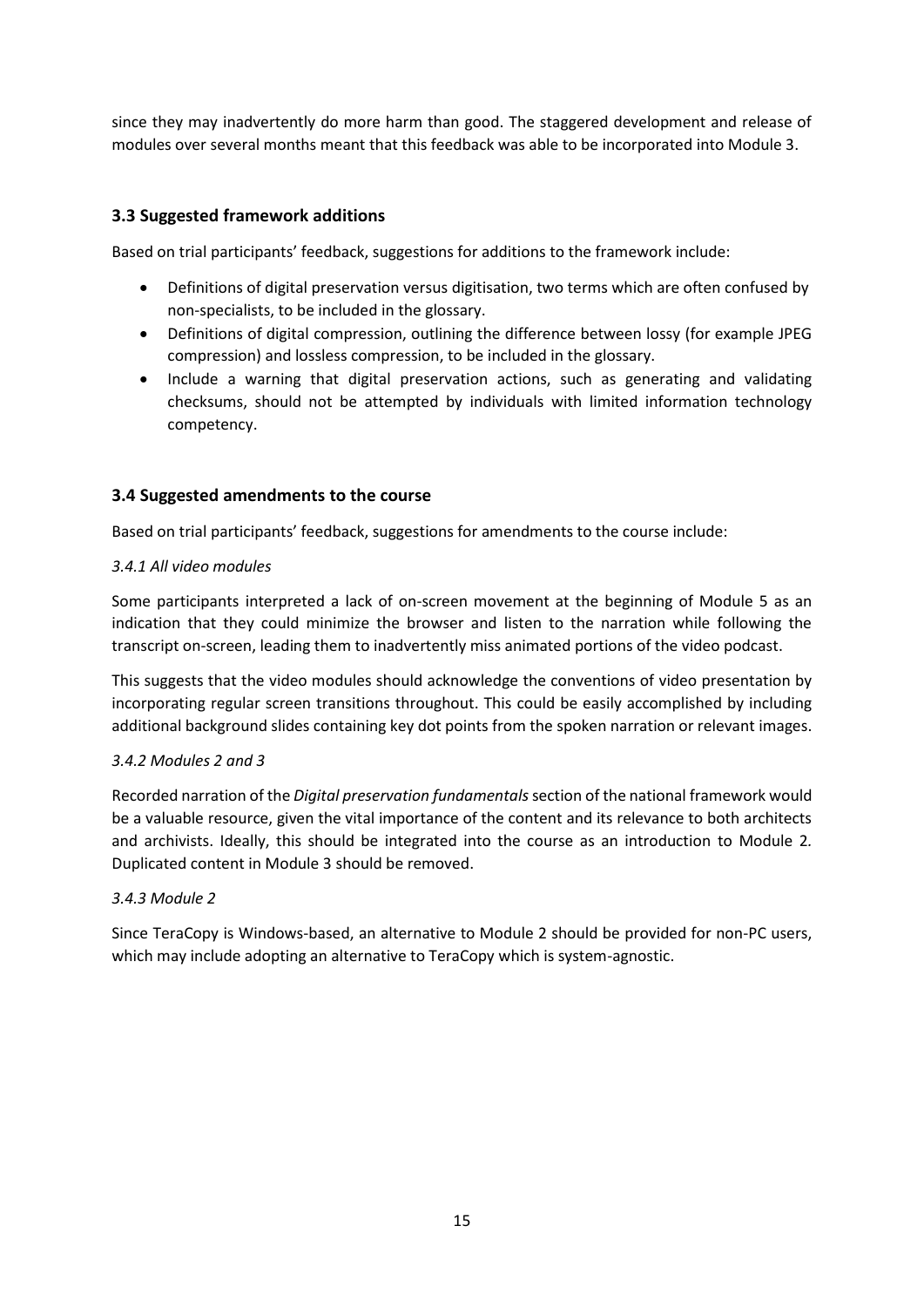since they may inadvertently do more harm than good. The staggered development and release of modules over several months meant that this feedback was able to be incorporated into Module 3.

### 3.3 Suggested framework additions

Based on trial participants' feedback, suggestions for additions to the framework include:

- Definitions of digital preservation versus digitisation, two terms which are often confused by non-specialists, to be included in the glossary.
- Definitions of digital compression, outlining the difference between lossy (for example JPEG compression) and lossless compression, to be included in the glossary.
- Include a warning that digital preservation actions, such as generating and validating checksums, should not be attempted by individuals with limited information technology competency.

### 3.4 Suggested amendments to the course

Based on trial participants' feedback, suggestions for amendments to the course include:

#### *3.4.1 All video modules*

Some participants interpreted a lack of on-screen movement at the beginning of Module 5 as an indication that they could minimize the browser and listen to the narration while following the transcript on-screen, leading them to inadvertently miss animated portions of the video podcast.

This suggests that the video modules should acknowledge the conventions of video presentation by incorporating regular screen transitions throughout. This could be easily accomplished by including additional background slides containing key dot points from the spoken narration or relevant images.

#### *3.4.2 Modules 2 and 3*

Recorded narration of the *Digital preservation fundamentals* section of the national framework would be a valuable resource, given the vital importance of the content and its relevance to both architects and archivists. Ideally, this should be integrated into the course as an introduction to Module 2. Duplicated content in Module 3 should be removed.

#### *3.4.3 Module 2*

Since TeraCopy is Windows-based, an alternative to Module 2 should be provided for non-PC users, which may include adopting an alternative to TeraCopy which is system-agnostic.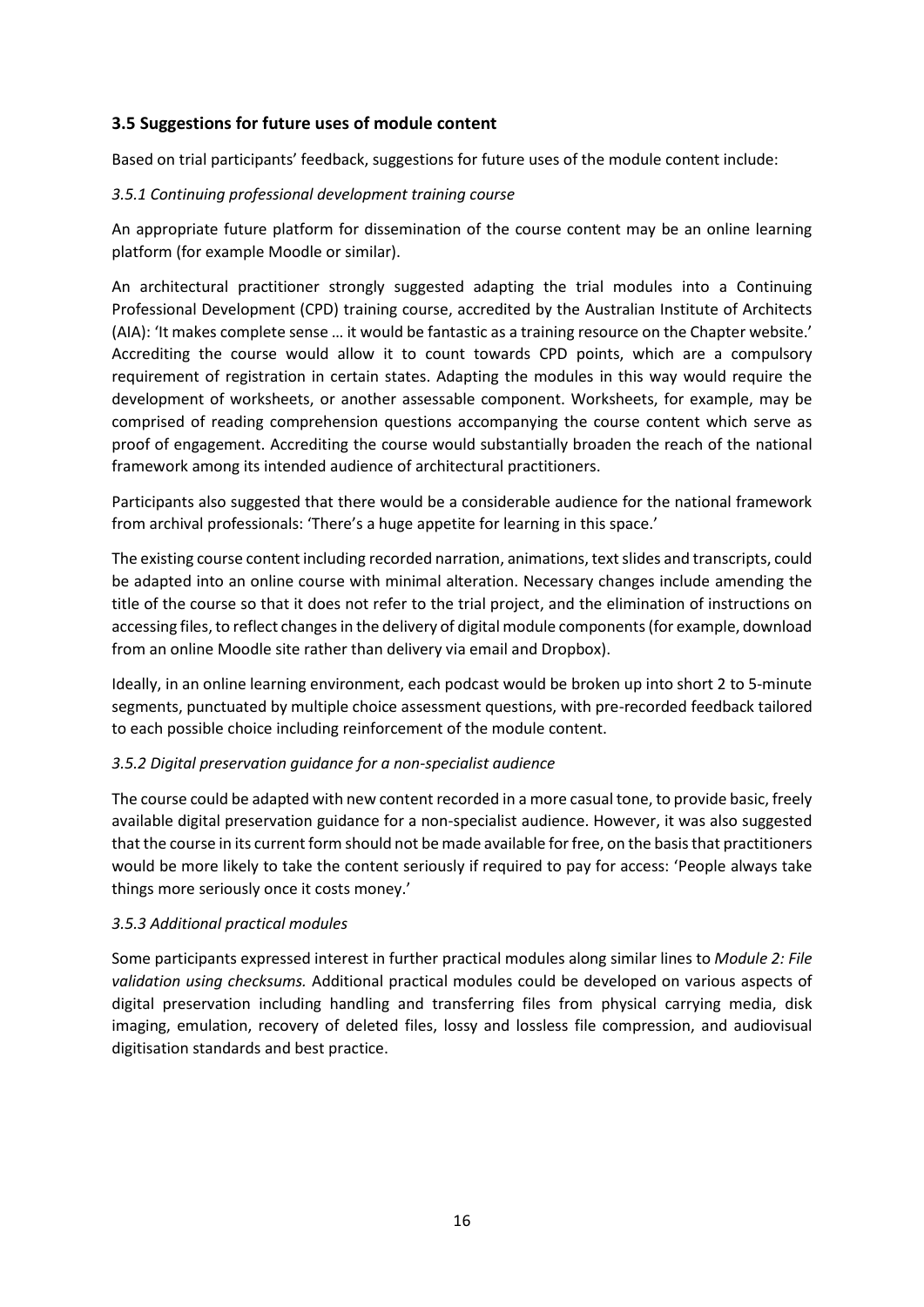## 3.5 Suggestions for future uses of module content

Based on trial participants' feedback, suggestions for future uses of the module content include:

### *3.5.1 Continuing professional development training course*

An appropriate future platform for dissemination of the course content may be an online learning platform (for example Moodle or similar).

An architectural practitioner strongly suggested adapting the trial modules into a Continuing Professional Development (CPD) training course, accredited by the Australian Institute of Architects (AIA): 'It makes complete sense … it would be fantastic as a training resource on the Chapter website.' Accrediting the course would allow it to count towards CPD points, which are a compulsory requirement of registration in certain states. Adapting the modules in this way would require the development of worksheets, or another assessable component. Worksheets, for example, may be comprised of reading comprehension questions accompanying the course content which serve as proof of engagement. Accrediting the course would substantially broaden the reach of the national framework among its intended audience of architectural practitioners.

Participants also suggested that there would be a considerable audience for the national framework from archival professionals: 'There's a huge appetite for learning in this space.'

The existing course content including recorded narration, animations, text slides and transcripts, could be adapted into an online course with minimal alteration. Necessary changes include amending the title of the course so that it does not refer to the trial project, and the elimination of instructions on accessing files, to reflect changes in the delivery of digital module components (for example, download from an online Moodle site rather than delivery via email and Dropbox).

Ideally, in an online learning environment, each podcast would be broken up into short 2 to 5-minute segments, punctuated by multiple choice assessment questions, with pre-recorded feedback tailored to each possible choice including reinforcement of the module content.

### *3.5.2 Digital preservation guidance for a non-specialist audience*

The course could be adapted with new content recorded in a more casual tone, to provide basic, freely available digital preservation guidance for a non-specialist audience. However, it was also suggested that the course in its current form should not be made available for free, on the basis that practitioners would be more likely to take the content seriously if required to pay for access: 'People always take things more seriously once it costs money.'

### *3.5.3 Additional practical modules*

Some participants expressed interest in further practical modules along similar lines to *Module 2: File validation using checksums.* Additional practical modules could be developed on various aspects of digital preservation including handling and transferring files from physical carrying media, disk imaging, emulation, recovery of deleted files, lossy and lossless file compression, and audiovisual digitisation standards and best practice.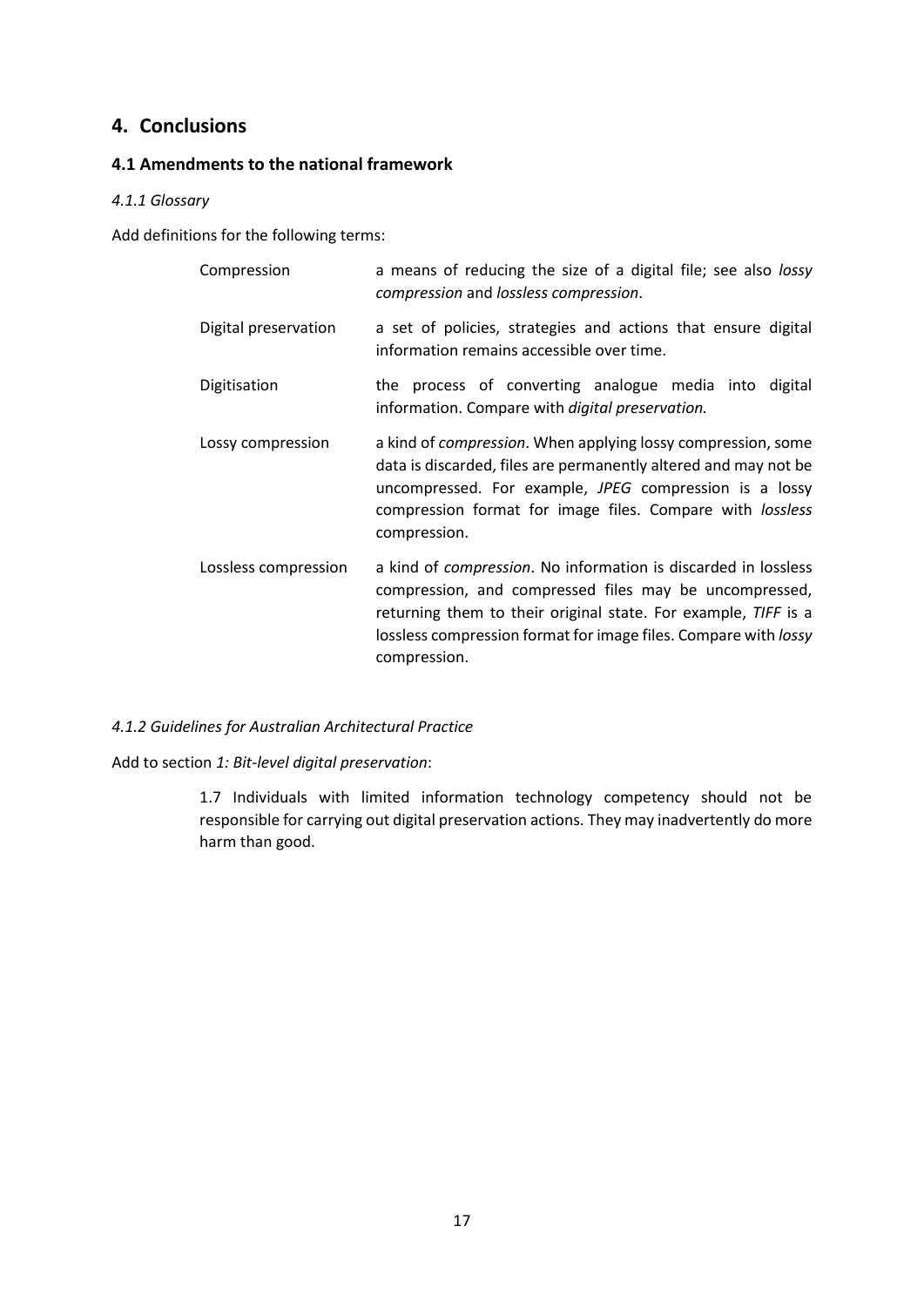## 4. Conclusions

### 4.1 Amendments to the national framework

#### *4.1.1 Glossary*

Add definitions for the following terms:

| | |
|---|---|
| Compression | a means of reducing the size of a digital file; see also *lossy compression* and *lossless compression*. |
| Digital preservation | a set of policies, strategies and actions that ensure digital information remains accessible over time. |
| Digitisation | the process of converting analogue media into digital information. Compare with *digital preservation.* |
| Lossy compression | a kind of *compression*. When applying lossy compression, some data is discarded, files are permanently altered and may not be uncompressed. For example, *JPEG* compression is a lossy compression format for image files. Compare with *lossless* compression. |
| Lossless compression | a kind of *compression*. No information is discarded in lossless compression, and compressed files may be uncompressed, returning them to their original state. For example, *TIFF* is a lossless compression format for image files. Compare with *lossy* compression. |

#### *4.1.2 Guidelines for Australian Architectural Practice*

Add to section *1: Bit-level digital preservation*:

> 1.7 Individuals with limited information technology competency should not be responsible for carrying out digital preservation actions. They may inadvertently do more harm than good.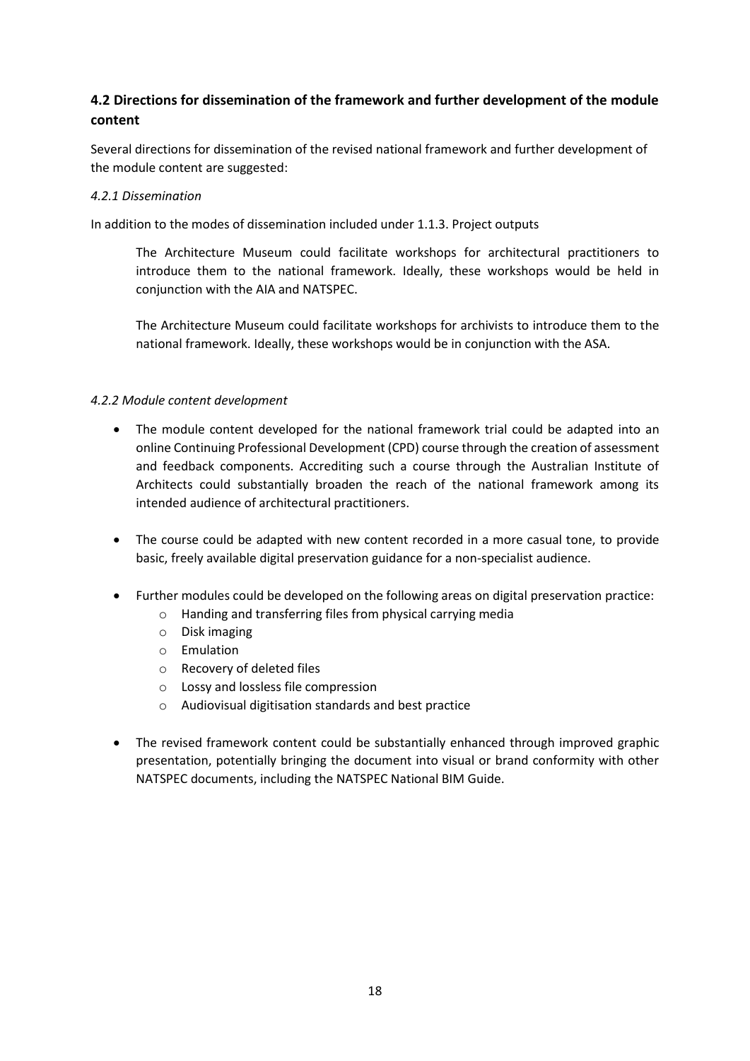## 4.2 Directions for dissemination of the framework and further development of the module content

Several directions for dissemination of the revised national framework and further development of the module content are suggested:

### *4.2.1 Dissemination*

In addition to the modes of dissemination included under 1.1.3. Project outputs

The Architecture Museum could facilitate workshops for architectural practitioners to introduce them to the national framework. Ideally, these workshops would be held in conjunction with the AIA and NATSPEC.

The Architecture Museum could facilitate workshops for archivists to introduce them to the national framework. Ideally, these workshops would be in conjunction with the ASA.

### *4.2.2 Module content development*

- The module content developed for the national framework trial could be adapted into an online Continuing Professional Development (CPD) course through the creation of assessment and feedback components. Accrediting such a course through the Australian Institute of Architects could substantially broaden the reach of the national framework among its intended audience of architectural practitioners.
- The course could be adapted with new content recorded in a more casual tone, to provide basic, freely available digital preservation guidance for a non-specialist audience.
- Further modules could be developed on the following areas on digital preservation practice:
  - Handing and transferring files from physical carrying media
  - Disk imaging
  - Emulation
  - Recovery of deleted files
  - Lossy and lossless file compression
  - Audiovisual digitisation standards and best practice
- The revised framework content could be substantially enhanced through improved graphic presentation, potentially bringing the document into visual or brand conformity with other NATSPEC documents, including the NATSPEC National BIM Guide.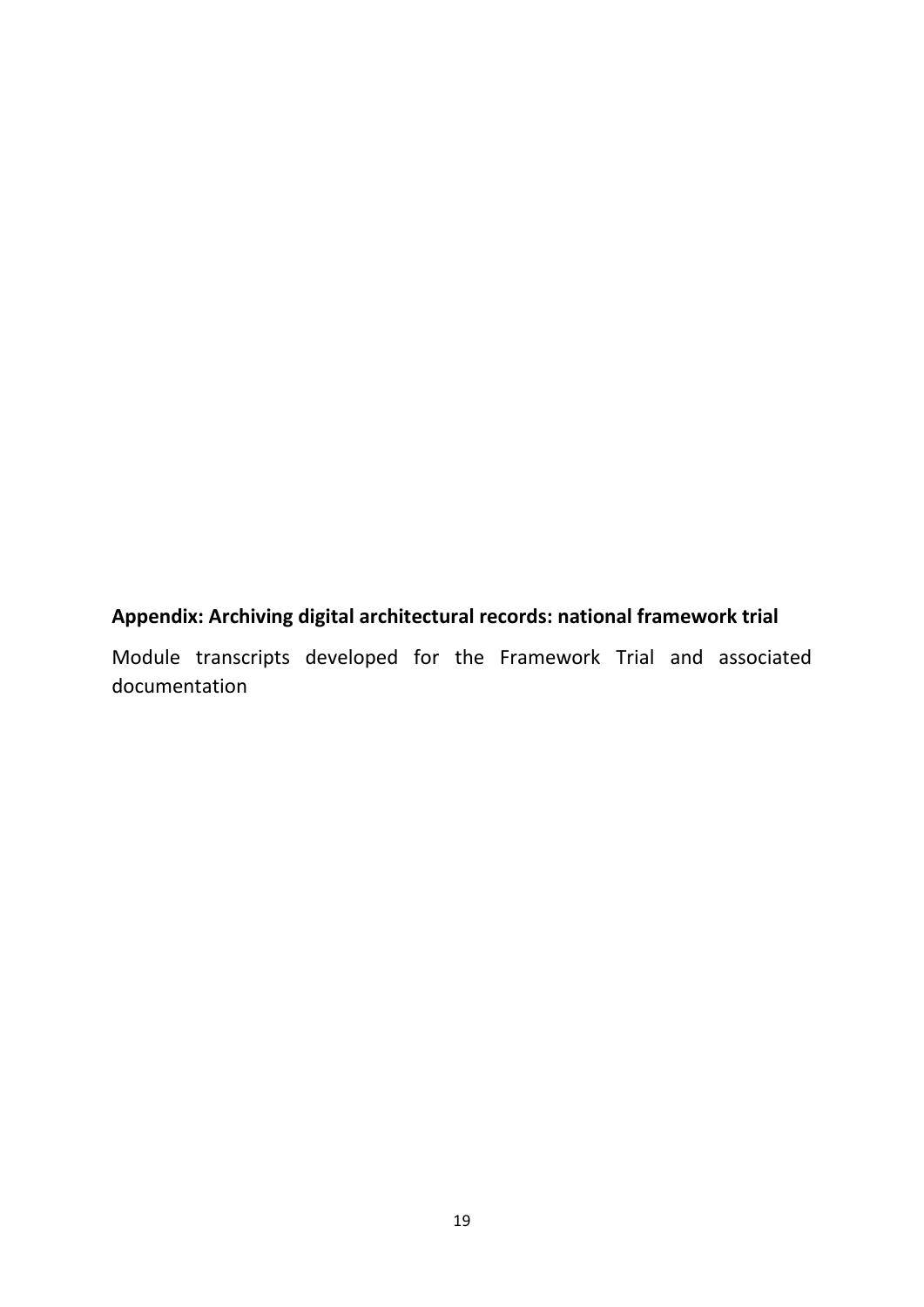**Appendix: Archiving digital architectural records: national framework trial**

Module transcripts developed for the Framework Trial and associated documentation